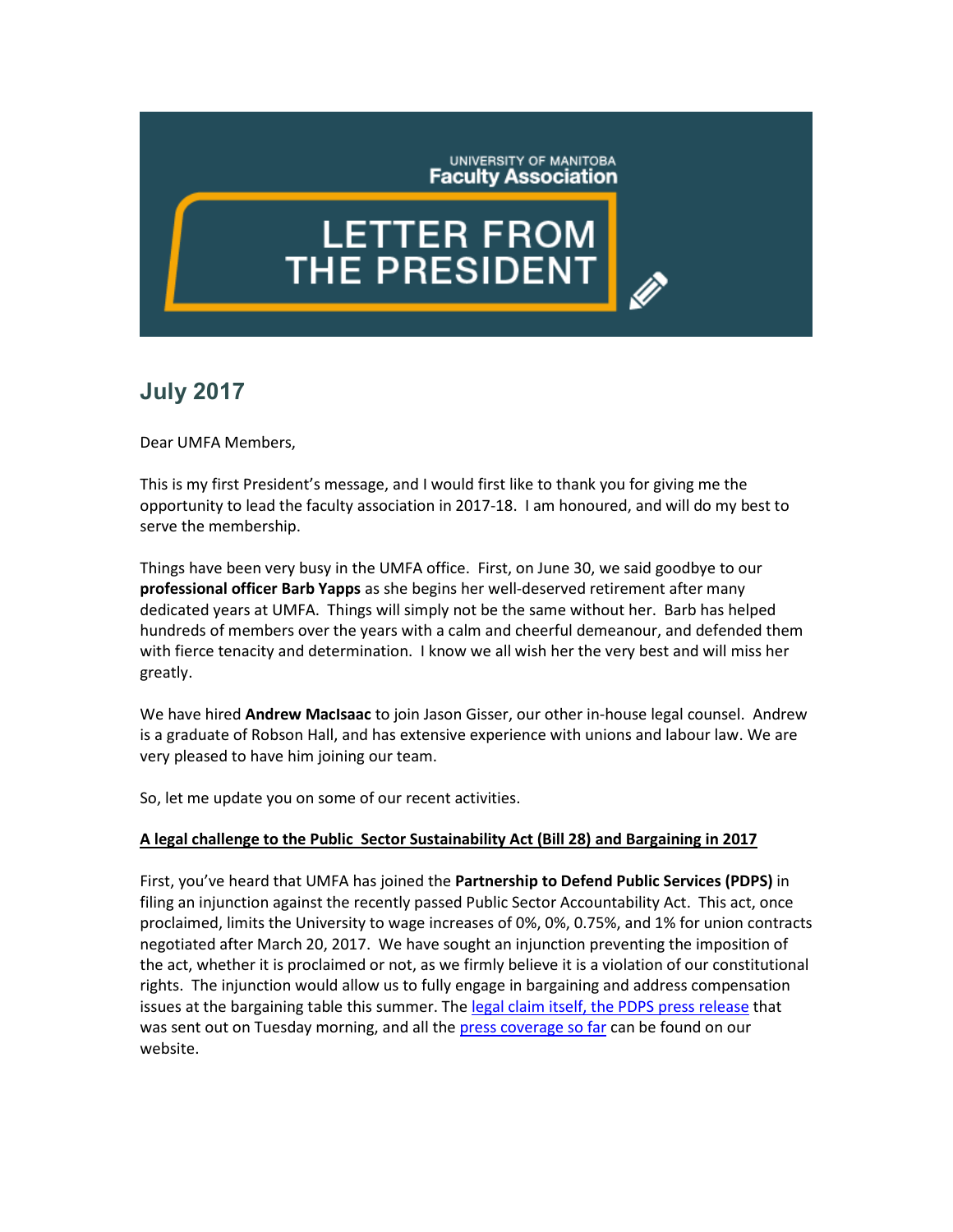UNIVERSITY OF MANITOBA
**Faculty Association**

# LETTER FROM THE PRESIDENT

## July 2017

Dear UMFA Members,

This is my first President's message, and I would first like to thank you for giving me the opportunity to lead the faculty association in 2017-18. I am honoured, and will do my best to serve the membership.

Things have been very busy in the UMFA office. First, on June 30, we said goodbye to our **professional officer Barb Yapps** as she begins her well-deserved retirement after many dedicated years at UMFA. Things will simply not be the same without her. Barb has helped hundreds of members over the years with a calm and cheerful demeanour, and defended them with fierce tenacity and determination. I know we all wish her the very best and will miss her greatly.

We have hired **Andrew MacIsaac** to join Jason Gisser, our other in-house legal counsel. Andrew is a graduate of Robson Hall, and has extensive experience with unions and labour law. We are very pleased to have him joining our team.

So, let me update you on some of our recent activities.

**A legal challenge to the Public Sector Sustainability Act (Bill 28) and Bargaining in 2017**

First, you've heard that UMFA has joined the **Partnership to Defend Public Services (PDPS)** in filing an injunction against the recently passed Public Sector Accountability Act. This act, once proclaimed, limits the University to wage increases of 0%, 0%, 0.75%, and 1% for union contracts negotiated after March 20, 2017. We have sought an injunction preventing the imposition of the act, whether it is proclaimed or not, as we firmly believe it is a violation of our constitutional rights. The injunction would allow us to fully engage in bargaining and address compensation issues at the bargaining table this summer. The legal claim itself, the PDPS press release that was sent out on Tuesday morning, and all the press coverage so far can be found on our website.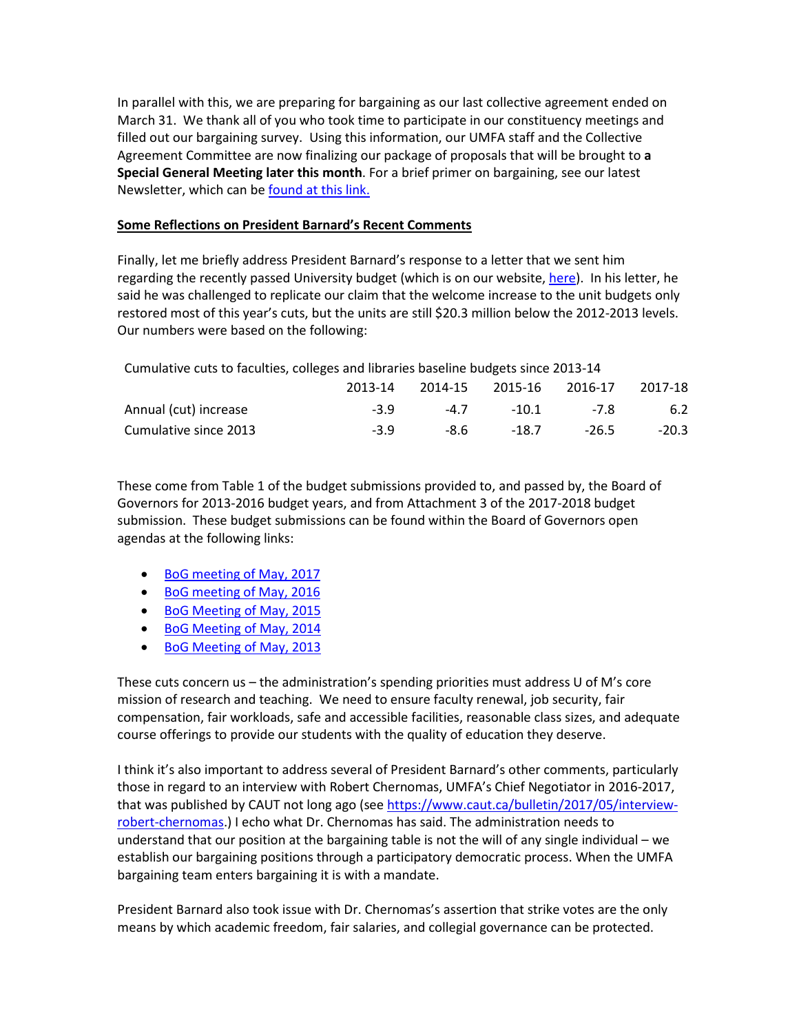In parallel with this, we are preparing for bargaining as our last collective agreement ended on March 31. We thank all of you who took time to participate in our constituency meetings and filled out our bargaining survey. Using this information, our UMFA staff and the Collective Agreement Committee are now finalizing our package of proposals that will be brought to **a Special General Meeting later this month**. For a brief primer on bargaining, see our latest Newsletter, which can be [found at this link.]()

**Some Reflections on President Barnard's Recent Comments**

Finally, let me briefly address President Barnard's response to a letter that we sent him regarding the recently passed University budget (which is on our website, [here]()). In his letter, he said he was challenged to replicate our claim that the welcome increase to the unit budgets only restored most of this year's cuts, but the units are still $20.3 million below the 2012-2013 levels. Our numbers were based on the following:

Cumulative cuts to faculties, colleges and libraries baseline budgets since 2013-14

| | 2013-14 | 2014-15 | 2015-16 | 2016-17 | 2017-18 |
|---|---|---|---|---|---|
| Annual (cut) increase | -3.9 | -4.7 | -10.1 | -7.8 | 6.2 |
| Cumulative since 2013 | -3.9 | -8.6 | -18.7 | -26.5 | -20.3 |

These come from Table 1 of the budget submissions provided to, and passed by, the Board of Governors for 2013-2016 budget years, and from Attachment 3 of the 2017-2018 budget submission. These budget submissions can be found within the Board of Governors open agendas at the following links:

- [BoG meeting of May, 2017]()
- [BoG meeting of May, 2016]()
- [BoG Meeting of May, 2015]()
- [BoG Meeting of May, 2014]()
- [BoG Meeting of May, 2013]()

These cuts concern us – the administration's spending priorities must address U of M's core mission of research and teaching. We need to ensure faculty renewal, job security, fair compensation, fair workloads, safe and accessible facilities, reasonable class sizes, and adequate course offerings to provide our students with the quality of education they deserve.

I think it's also important to address several of President Barnard's other comments, particularly those in regard to an interview with Robert Chernomas, UMFA's Chief Negotiator in 2016-2017, that was published by CAUT not long ago (see [https://www.caut.ca/bulletin/2017/05/interview-robert-chernomas](https://www.caut.ca/bulletin/2017/05/interview-robert-chernomas).) I echo what Dr. Chernomas has said. The administration needs to understand that our position at the bargaining table is not the will of any single individual – we establish our bargaining positions through a participatory democratic process. When the UMFA bargaining team enters bargaining it is with a mandate.

President Barnard also took issue with Dr. Chernomas's assertion that strike votes are the only means by which academic freedom, fair salaries, and collegial governance can be protected.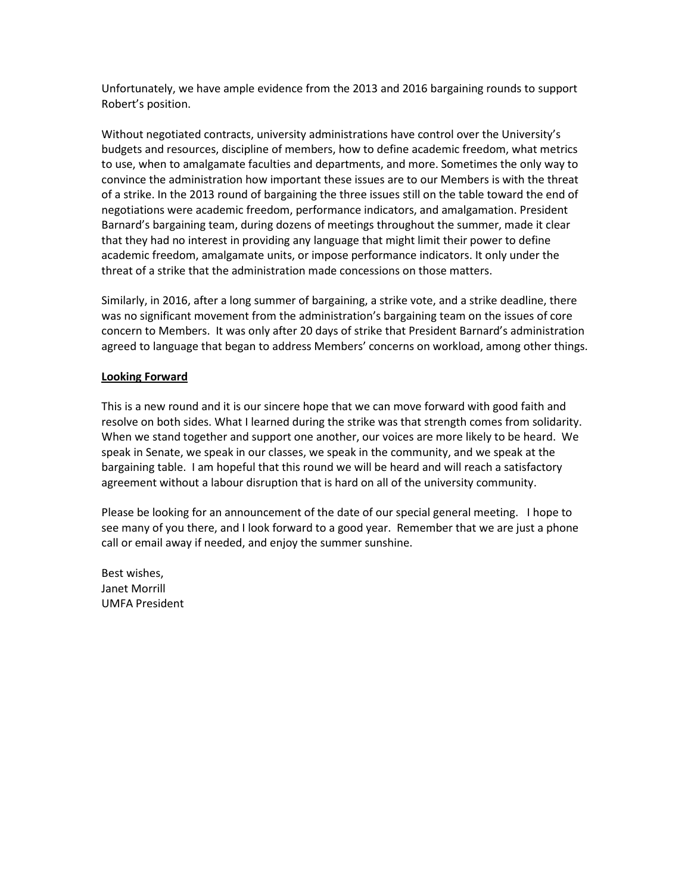Unfortunately, we have ample evidence from the 2013 and 2016 bargaining rounds to support Robert's position.

Without negotiated contracts, university administrations have control over the University's budgets and resources, discipline of members, how to define academic freedom, what metrics to use, when to amalgamate faculties and departments, and more. Sometimes the only way to convince the administration how important these issues are to our Members is with the threat of a strike. In the 2013 round of bargaining the three issues still on the table toward the end of negotiations were academic freedom, performance indicators, and amalgamation. President Barnard's bargaining team, during dozens of meetings throughout the summer, made it clear that they had no interest in providing any language that might limit their power to define academic freedom, amalgamate units, or impose performance indicators. It only under the threat of a strike that the administration made concessions on those matters.

Similarly, in 2016, after a long summer of bargaining, a strike vote, and a strike deadline, there was no significant movement from the administration's bargaining team on the issues of core concern to Members. It was only after 20 days of strike that President Barnard's administration agreed to language that began to address Members' concerns on workload, among other things.

**Looking Forward**

This is a new round and it is our sincere hope that we can move forward with good faith and resolve on both sides. What I learned during the strike was that strength comes from solidarity. When we stand together and support one another, our voices are more likely to be heard. We speak in Senate, we speak in our classes, we speak in the community, and we speak at the bargaining table. I am hopeful that this round we will be heard and will reach a satisfactory agreement without a labour disruption that is hard on all of the university community.

Please be looking for an announcement of the date of our special general meeting. I hope to see many of you there, and I look forward to a good year. Remember that we are just a phone call or email away if needed, and enjoy the summer sunshine.

Best wishes,
Janet Morrill
UMFA President